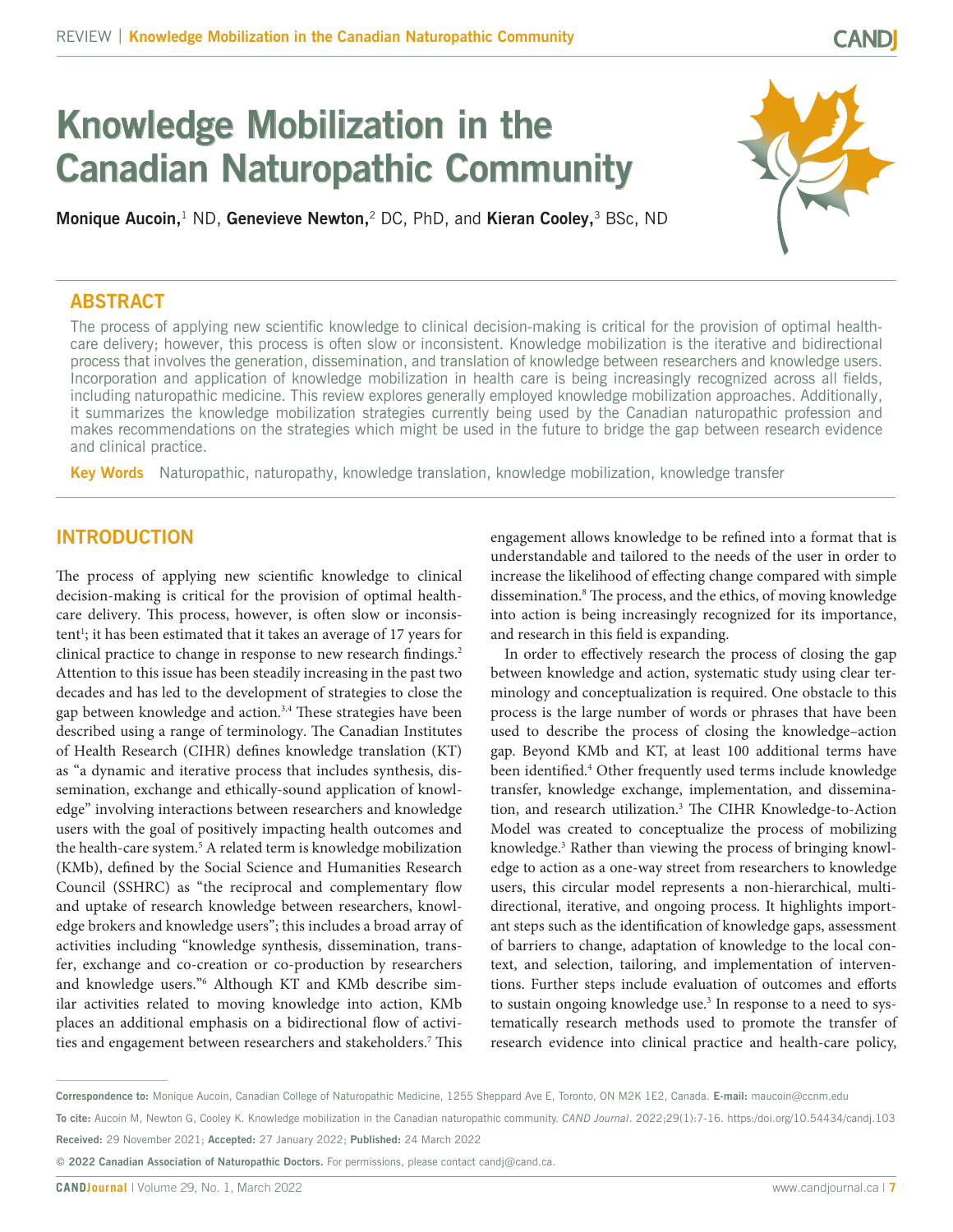# Knowledge Mobilization in the Canadian Naturopathic Community

**Monique Aucoin,**[1] ND, **Genevieve Newton,**[2] DC, PhD, and **Kieran Cooley,**[3] BSc, ND

## ABSTRACT

The process of applying new scientific knowledge to clinical decision-making is critical for the provision of optimal health-care delivery; however, this process is often slow or inconsistent. Knowledge mobilization is the iterative and bidirectional process that involves the generation, dissemination, and translation of knowledge between researchers and knowledge users. Incorporation and application of knowledge mobilization in health care is being increasingly recognized across all fields, including naturopathic medicine. This review explores generally employed knowledge mobilization approaches. Additionally, it summarizes the knowledge mobilization strategies currently being used by the Canadian naturopathic profession and makes recommendations on the strategies which might be used in the future to bridge the gap between research evidence and clinical practice.

**Key Words** Naturopathic, naturopathy, knowledge translation, knowledge mobilization, knowledge transfer

## INTRODUCTION

The process of applying new scientific knowledge to clinical decision-making is critical for the provision of optimal health-care delivery. This process, however, is often slow or inconsistent[1]; it has been estimated that it takes an average of 17 years for clinical practice to change in response to new research findings.[2] Attention to this issue has been steadily increasing in the past two decades and has led to the development of strategies to close the gap between knowledge and action.[3,4] These strategies have been described using a range of terminology. The Canadian Institutes of Health Research (CIHR) defines knowledge translation (KT) as "a dynamic and iterative process that includes synthesis, dissemination, exchange and ethically-sound application of knowledge" involving interactions between researchers and knowledge users with the goal of positively impacting health outcomes and the health-care system.[5] A related term is knowledge mobilization (KMb), defined by the Social Science and Humanities Research Council (SSHRC) as "the reciprocal and complementary flow and uptake of research knowledge between researchers, knowledge brokers and knowledge users"; this includes a broad array of activities including "knowledge synthesis, dissemination, transfer, exchange and co-creation or co-production by researchers and knowledge users."[6] Although KT and KMb describe similar activities related to moving knowledge into action, KMb places an additional emphasis on a bidirectional flow of activities and engagement between researchers and stakeholders.[7] This engagement allows knowledge to be refined into a format that is understandable and tailored to the needs of the user in order to increase the likelihood of effecting change compared with simple dissemination.[8] The process, and the ethics, of moving knowledge into action is being increasingly recognized for its importance, and research in this field is expanding.

In order to effectively research the process of closing the gap between knowledge and action, systematic study using clear terminology and conceptualization is required. One obstacle to this process is the large number of words or phrases that have been used to describe the process of closing the knowledge–action gap. Beyond KMb and KT, at least 100 additional terms have been identified.[4] Other frequently used terms include knowledge transfer, knowledge exchange, implementation, and dissemination, and research utilization.[3] The CIHR Knowledge-to-Action Model was created to conceptualize the process of mobilizing knowledge.[3] Rather than viewing the process of bringing knowledge to action as a one-way street from researchers to knowledge users, this circular model represents a non-hierarchical, multidirectional, iterative, and ongoing process. It highlights important steps such as the identification of knowledge gaps, assessment of barriers to change, adaptation of knowledge to the local context, and selection, tailoring, and implementation of interventions. Further steps include evaluation of outcomes and efforts to sustain ongoing knowledge use.[3] In response to a need to systematically research methods used to promote the transfer of research evidence into clinical practice and health-care policy,

---

**Correspondence to:** Monique Aucoin, Canadian College of Naturopathic Medicine, 1255 Sheppard Ave E, Toronto, ON M2K 1E2, Canada. **E-mail:** maucoin@ccnm.edu

**To cite:** Aucoin M, Newton G, Cooley K. Knowledge mobilization in the Canadian naturopathic community. *CAND Journal*. 2022;29(1):7-16. https:/doi.org/10.54434/candj.103

**Received:** 29 November 2021; **Accepted:** 27 January 2022; **Published:** 24 March 2022

**© 2022 Canadian Association of Naturopathic Doctors.** For permissions, please contact candj@cand.ca.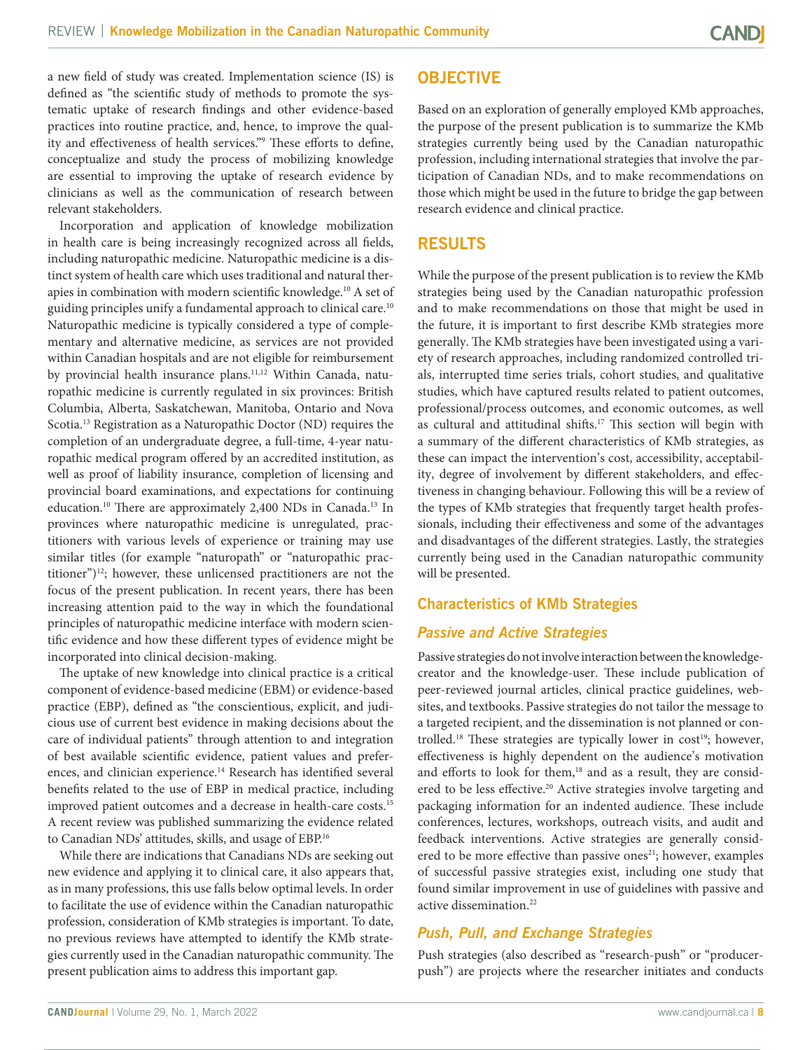a new field of study was created. Implementation science (IS) is defined as "the scientific study of methods to promote the systematic uptake of research findings and other evidence-based practices into routine practice, and, hence, to improve the quality and effectiveness of health services."[9] These efforts to define, conceptualize and study the process of mobilizing knowledge are essential to improving the uptake of research evidence by clinicians as well as the communication of research between relevant stakeholders.

Incorporation and application of knowledge mobilization in health care is being increasingly recognized across all fields, including naturopathic medicine. Naturopathic medicine is a distinct system of health care which uses traditional and natural therapies in combination with modern scientific knowledge.[10] A set of guiding principles unify a fundamental approach to clinical care.[10] Naturopathic medicine is typically considered a type of complementary and alternative medicine, as services are not provided within Canadian hospitals and are not eligible for reimbursement by provincial health insurance plans.[11,12] Within Canada, naturopathic medicine is currently regulated in six provinces: British Columbia, Alberta, Saskatchewan, Manitoba, Ontario and Nova Scotia.[13] Registration as a Naturopathic Doctor (ND) requires the completion of an undergraduate degree, a full-time, 4-year naturopathic medical program offered by an accredited institution, as well as proof of liability insurance, completion of licensing and provincial board examinations, and expectations for continuing education.[10] There are approximately 2,400 NDs in Canada.[13] In provinces where naturopathic medicine is unregulated, practitioners with various levels of experience or training may use similar titles (for example "naturopath" or "naturopathic practitioner")[12]; however, these unlicensed practitioners are not the focus of the present publication. In recent years, there has been increasing attention paid to the way in which the foundational principles of naturopathic medicine interface with modern scientific evidence and how these different types of evidence might be incorporated into clinical decision-making.

The uptake of new knowledge into clinical practice is a critical component of evidence-based medicine (EBM) or evidence-based practice (EBP), defined as "the conscientious, explicit, and judicious use of current best evidence in making decisions about the care of individual patients" through attention to and integration of best available scientific evidence, patient values and preferences, and clinician experience.[14] Research has identified several benefits related to the use of EBP in medical practice, including improved patient outcomes and a decrease in health-care costs.[15] A recent review was published summarizing the evidence related to Canadian NDs' attitudes, skills, and usage of EBP.[16]

While there are indications that Canadians NDs are seeking out new evidence and applying it to clinical care, it also appears that, as in many professions, this use falls below optimal levels. In order to facilitate the use of evidence within the Canadian naturopathic profession, consideration of KMb strategies is important. To date, no previous reviews have attempted to identify the KMb strategies currently used in the Canadian naturopathic community. The present publication aims to address this important gap.

## OBJECTIVE

Based on an exploration of generally employed KMb approaches, the purpose of the present publication is to summarize the KMb strategies currently being used by the Canadian naturopathic profession, including international strategies that involve the participation of Canadian NDs, and to make recommendations on those which might be used in the future to bridge the gap between research evidence and clinical practice.

## RESULTS

While the purpose of the present publication is to review the KMb strategies being used by the Canadian naturopathic profession and to make recommendations on those that might be used in the future, it is important to first describe KMb strategies more generally. The KMb strategies have been investigated using a variety of research approaches, including randomized controlled trials, interrupted time series trials, cohort studies, and qualitative studies, which have captured results related to patient outcomes, professional/process outcomes, and economic outcomes, as well as cultural and attitudinal shifts.[17] This section will begin with a summary of the different characteristics of KMb strategies, as these can impact the intervention's cost, accessibility, acceptability, degree of involvement by different stakeholders, and effectiveness in changing behaviour. Following this will be a review of the types of KMb strategies that frequently target health professionals, including their effectiveness and some of the advantages and disadvantages of the different strategies. Lastly, the strategies currently being used in the Canadian naturopathic community will be presented.

### Characteristics of KMb Strategies

#### *Passive and Active Strategies*

Passive strategies do not involve interaction between the knowledge-creator and the knowledge-user. These include publication of peer-reviewed journal articles, clinical practice guidelines, websites, and textbooks. Passive strategies do not tailor the message to a targeted recipient, and the dissemination is not planned or controlled.[18] These strategies are typically lower in cost[19]; however, effectiveness is highly dependent on the audience's motivation and efforts to look for them,[18] and as a result, they are considered to be less effective.[20] Active strategies involve targeting and packaging information for an indented audience. These include conferences, lectures, workshops, outreach visits, and audit and feedback interventions. Active strategies are generally considered to be more effective than passive ones[21]; however, examples of successful passive strategies exist, including one study that found similar improvement in use of guidelines with passive and active dissemination.[22]

#### *Push, Pull, and Exchange Strategies*

Push strategies (also described as "research-push" or "producer-push") are projects where the researcher initiates and conducts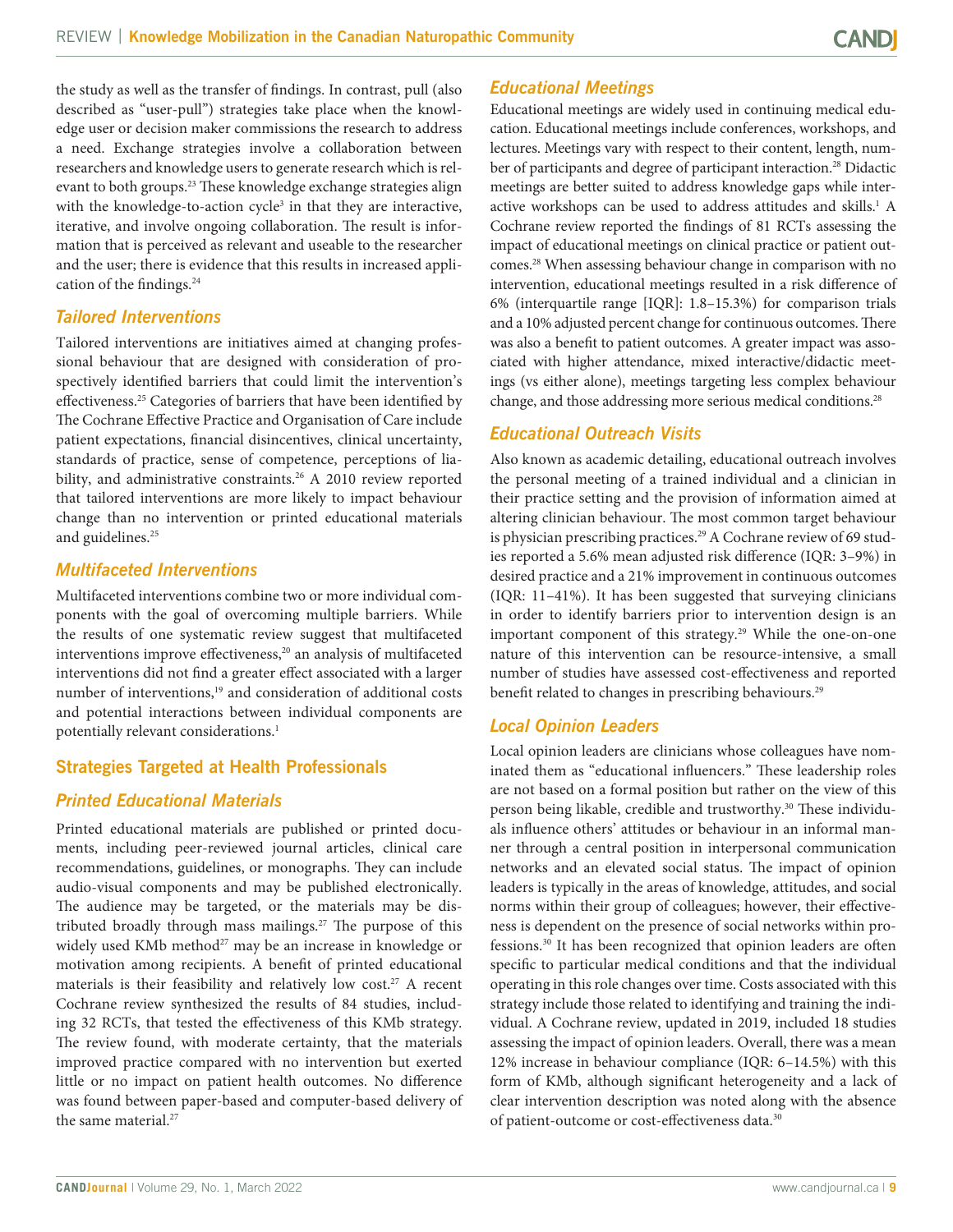the study as well as the transfer of findings. In contrast, pull (also described as "user-pull") strategies take place when the knowledge user or decision maker commissions the research to address a need. Exchange strategies involve a collaboration between researchers and knowledge users to generate research which is relevant to both groups.[23] These knowledge exchange strategies align with the knowledge-to-action cycle[3] in that they are interactive, iterative, and involve ongoing collaboration. The result is information that is perceived as relevant and useable to the researcher and the user; there is evidence that this results in increased application of the findings.[24]

### *Tailored Interventions*

Tailored interventions are initiatives aimed at changing professional behaviour that are designed with consideration of prospectively identified barriers that could limit the intervention's effectiveness.[25] Categories of barriers that have been identified by The Cochrane Effective Practice and Organisation of Care include patient expectations, financial disincentives, clinical uncertainty, standards of practice, sense of competence, perceptions of liability, and administrative constraints.[26] A 2010 review reported that tailored interventions are more likely to impact behaviour change than no intervention or printed educational materials and guidelines.[25]

### *Multifaceted Interventions*

Multifaceted interventions combine two or more individual components with the goal of overcoming multiple barriers. While the results of one systematic review suggest that multifaceted interventions improve effectiveness,[20] an analysis of multifaceted interventions did not find a greater effect associated with a larger number of interventions,[19] and consideration of additional costs and potential interactions between individual components are potentially relevant considerations.[1]

## Strategies Targeted at Health Professionals

### *Printed Educational Materials*

Printed educational materials are published or printed documents, including peer-reviewed journal articles, clinical care recommendations, guidelines, or monographs. They can include audio-visual components and may be published electronically. The audience may be targeted, or the materials may be distributed broadly through mass mailings.[27] The purpose of this widely used KMb method[27] may be an increase in knowledge or motivation among recipients. A benefit of printed educational materials is their feasibility and relatively low cost.[27] A recent Cochrane review synthesized the results of 84 studies, including 32 RCTs, that tested the effectiveness of this KMb strategy. The review found, with moderate certainty, that the materials improved practice compared with no intervention but exerted little or no impact on patient health outcomes. No difference was found between paper-based and computer-based delivery of the same material.[27]

### *Educational Meetings*

Educational meetings are widely used in continuing medical education. Educational meetings include conferences, workshops, and lectures. Meetings vary with respect to their content, length, number of participants and degree of participant interaction.[28] Didactic meetings are better suited to address knowledge gaps while interactive workshops can be used to address attitudes and skills.[1] A Cochrane review reported the findings of 81 RCTs assessing the impact of educational meetings on clinical practice or patient outcomes.[28] When assessing behaviour change in comparison with no intervention, educational meetings resulted in a risk difference of 6% (interquartile range [IQR]: 1.8–15.3%) for comparison trials and a 10% adjusted percent change for continuous outcomes. There was also a benefit to patient outcomes. A greater impact was associated with higher attendance, mixed interactive/didactic meetings (vs either alone), meetings targeting less complex behaviour change, and those addressing more serious medical conditions.[28]

### *Educational Outreach Visits*

Also known as academic detailing, educational outreach involves the personal meeting of a trained individual and a clinician in their practice setting and the provision of information aimed at altering clinician behaviour. The most common target behaviour is physician prescribing practices.[29] A Cochrane review of 69 studies reported a 5.6% mean adjusted risk difference (IQR: 3–9%) in desired practice and a 21% improvement in continuous outcomes (IQR: 11–41%). It has been suggested that surveying clinicians in order to identify barriers prior to intervention design is an important component of this strategy.[29] While the one-on-one nature of this intervention can be resource-intensive, a small number of studies have assessed cost-effectiveness and reported benefit related to changes in prescribing behaviours.[29]

### *Local Opinion Leaders*

Local opinion leaders are clinicians whose colleagues have nominated them as "educational influencers." These leadership roles are not based on a formal position but rather on the view of this person being likable, credible and trustworthy.[30] These individuals influence others' attitudes or behaviour in an informal manner through a central position in interpersonal communication networks and an elevated social status. The impact of opinion leaders is typically in the areas of knowledge, attitudes, and social norms within their group of colleagues; however, their effectiveness is dependent on the presence of social networks within professions.[30] It has been recognized that opinion leaders are often specific to particular medical conditions and that the individual operating in this role changes over time. Costs associated with this strategy include those related to identifying and training the individual. A Cochrane review, updated in 2019, included 18 studies assessing the impact of opinion leaders. Overall, there was a mean 12% increase in behaviour compliance (IQR: 6–14.5%) with this form of KMb, although significant heterogeneity and a lack of clear intervention description was noted along with the absence of patient-outcome or cost-effectiveness data.[30]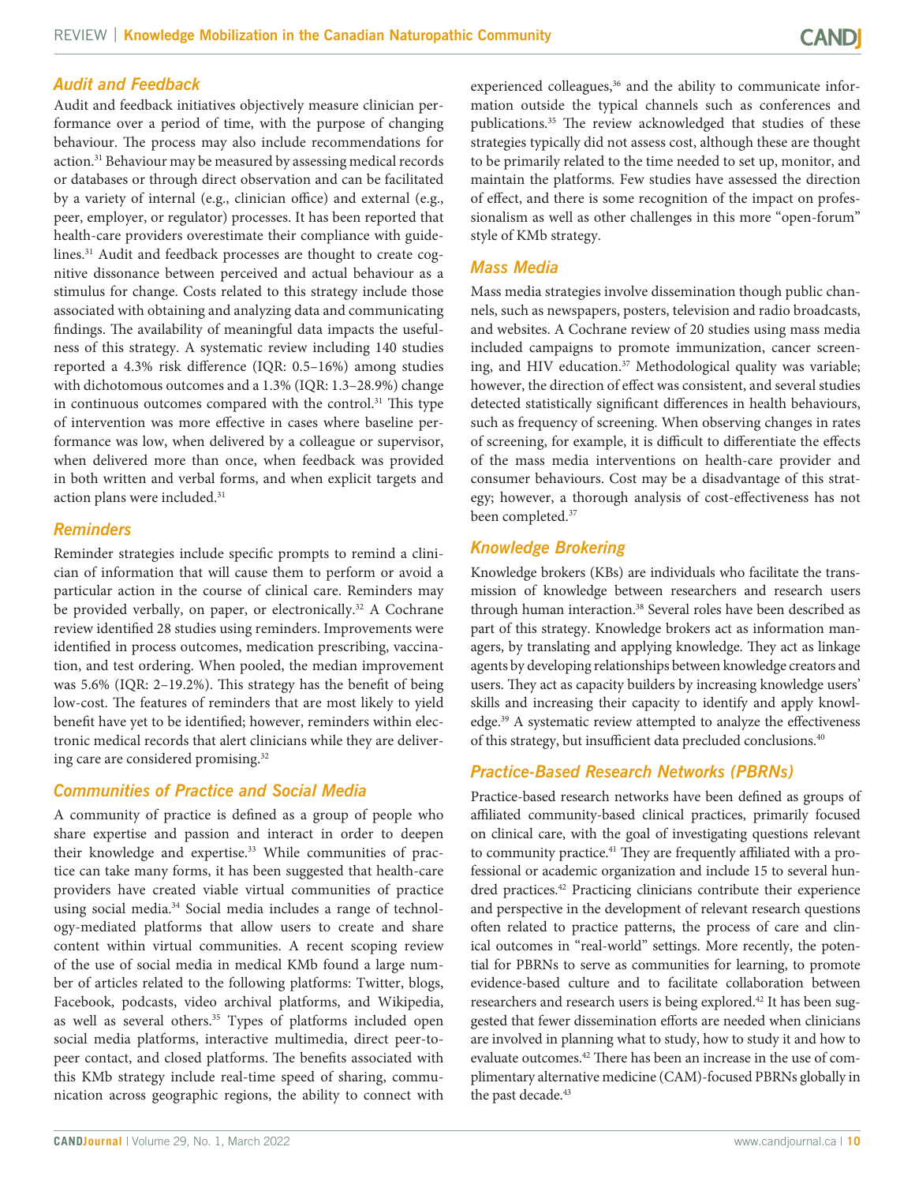### Audit and Feedback

Audit and feedback initiatives objectively measure clinician performance over a period of time, with the purpose of changing behaviour. The process may also include recommendations for action.[31] Behaviour may be measured by assessing medical records or databases or through direct observation and can be facilitated by a variety of internal (e.g., clinician office) and external (e.g., peer, employer, or regulator) processes. It has been reported that health-care providers overestimate their compliance with guidelines.[31] Audit and feedback processes are thought to create cognitive dissonance between perceived and actual behaviour as a stimulus for change. Costs related to this strategy include those associated with obtaining and analyzing data and communicating findings. The availability of meaningful data impacts the usefulness of this strategy. A systematic review including 140 studies reported a 4.3% risk difference (IQR: 0.5–16%) among studies with dichotomous outcomes and a 1.3% (IQR: 1.3–28.9%) change in continuous outcomes compared with the control.[31] This type of intervention was more effective in cases where baseline performance was low, when delivered by a colleague or supervisor, when delivered more than once, when feedback was provided in both written and verbal forms, and when explicit targets and action plans were included.[31]

### Reminders

Reminder strategies include specific prompts to remind a clinician of information that will cause them to perform or avoid a particular action in the course of clinical care. Reminders may be provided verbally, on paper, or electronically.[32] A Cochrane review identified 28 studies using reminders. Improvements were identified in process outcomes, medication prescribing, vaccination, and test ordering. When pooled, the median improvement was 5.6% (IQR: 2–19.2%). This strategy has the benefit of being low-cost. The features of reminders that are most likely to yield benefit have yet to be identified; however, reminders within electronic medical records that alert clinicians while they are delivering care are considered promising.[32]

### Communities of Practice and Social Media

A community of practice is defined as a group of people who share expertise and passion and interact in order to deepen their knowledge and expertise.[33] While communities of practice can take many forms, it has been suggested that health-care providers have created viable virtual communities of practice using social media.[34] Social media includes a range of technology-mediated platforms that allow users to create and share content within virtual communities. A recent scoping review of the use of social media in medical KMb found a large number of articles related to the following platforms: Twitter, blogs, Facebook, podcasts, video archival platforms, and Wikipedia, as well as several others.[35] Types of platforms included open social media platforms, interactive multimedia, direct peer-to-peer contact, and closed platforms. The benefits associated with this KMb strategy include real-time speed of sharing, communication across geographic regions, the ability to connect with experienced colleagues,[36] and the ability to communicate information outside the typical channels such as conferences and publications.[35] The review acknowledged that studies of these strategies typically did not assess cost, although these are thought to be primarily related to the time needed to set up, monitor, and maintain the platforms. Few studies have assessed the direction of effect, and there is some recognition of the impact on professionalism as well as other challenges in this more "open-forum" style of KMb strategy.

### Mass Media

Mass media strategies involve dissemination though public channels, such as newspapers, posters, television and radio broadcasts, and websites. A Cochrane review of 20 studies using mass media included campaigns to promote immunization, cancer screening, and HIV education.[37] Methodological quality was variable; however, the direction of effect was consistent, and several studies detected statistically significant differences in health behaviours, such as frequency of screening. When observing changes in rates of screening, for example, it is difficult to differentiate the effects of the mass media interventions on health-care provider and consumer behaviours. Cost may be a disadvantage of this strategy; however, a thorough analysis of cost-effectiveness has not been completed.[37]

### Knowledge Brokering

Knowledge brokers (KBs) are individuals who facilitate the transmission of knowledge between researchers and research users through human interaction.[38] Several roles have been described as part of this strategy. Knowledge brokers act as information managers, by translating and applying knowledge. They act as linkage agents by developing relationships between knowledge creators and users. They act as capacity builders by increasing knowledge users' skills and increasing their capacity to identify and apply knowledge.[39] A systematic review attempted to analyze the effectiveness of this strategy, but insufficient data precluded conclusions.[40]

### Practice-Based Research Networks (PBRNs)

Practice-based research networks have been defined as groups of affiliated community-based clinical practices, primarily focused on clinical care, with the goal of investigating questions relevant to community practice.[41] They are frequently affiliated with a professional or academic organization and include 15 to several hundred practices.[42] Practicing clinicians contribute their experience and perspective in the development of relevant research questions often related to practice patterns, the process of care and clinical outcomes in "real-world" settings. More recently, the potential for PBRNs to serve as communities for learning, to promote evidence-based culture and to facilitate collaboration between researchers and research users is being explored.[42] It has been suggested that fewer dissemination efforts are needed when clinicians are involved in planning what to study, how to study it and how to evaluate outcomes.[42] There has been an increase in the use of complimentary alternative medicine (CAM)-focused PBRNs globally in the past decade.[43]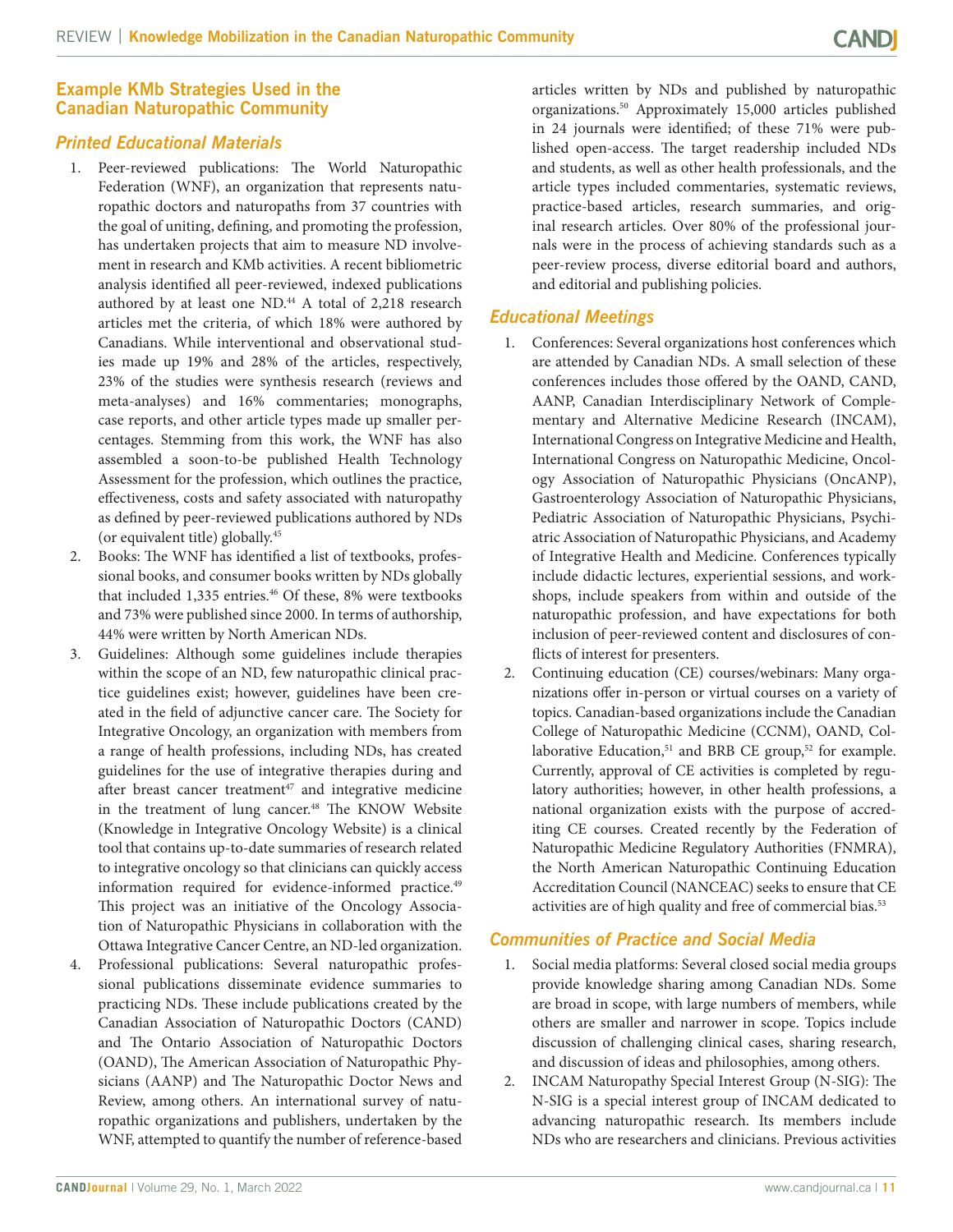## Example KMb Strategies Used in the Canadian Naturopathic Community

### Printed Educational Materials

1. Peer-reviewed publications: The World Naturopathic Federation (WNF), an organization that represents naturopathic doctors and naturopaths from 37 countries with the goal of uniting, defining, and promoting the profession, has undertaken projects that aim to measure ND involvement in research and KMb activities. A recent bibliometric analysis identified all peer-reviewed, indexed publications authored by at least one ND.[44] A total of 2,218 research articles met the criteria, of which 18% were authored by Canadians. While interventional and observational studies made up 19% and 28% of the articles, respectively, 23% of the studies were synthesis research (reviews and meta-analyses) and 16% commentaries; monographs, case reports, and other article types made up smaller percentages. Stemming from this work, the WNF has also assembled a soon-to-be published Health Technology Assessment for the profession, which outlines the practice, effectiveness, costs and safety associated with naturopathy as defined by peer-reviewed publications authored by NDs (or equivalent title) globally.[45]
2. Books: The WNF has identified a list of textbooks, professional books, and consumer books written by NDs globally that included 1,335 entries.[46] Of these, 8% were textbooks and 73% were published since 2000. In terms of authorship, 44% were written by North American NDs.
3. Guidelines: Although some guidelines include therapies within the scope of an ND, few naturopathic clinical practice guidelines exist; however, guidelines have been created in the field of adjunctive cancer care. The Society for Integrative Oncology, an organization with members from a range of health professions, including NDs, has created guidelines for the use of integrative therapies during and after breast cancer treatment[47] and integrative medicine in the treatment of lung cancer.[48] The KNOW Website (Knowledge in Integrative Oncology Website) is a clinical tool that contains up-to-date summaries of research related to integrative oncology so that clinicians can quickly access information required for evidence-informed practice.[49] This project was an initiative of the Oncology Association of Naturopathic Physicians in collaboration with the Ottawa Integrative Cancer Centre, an ND-led organization.
4. Professional publications: Several naturopathic professional publications disseminate evidence summaries to practicing NDs. These include publications created by the Canadian Association of Naturopathic Doctors (CAND) and The Ontario Association of Naturopathic Doctors (OAND), The American Association of Naturopathic Physicians (AANP) and The Naturopathic Doctor News and Review, among others. An international survey of naturopathic organizations and publishers, undertaken by the WNF, attempted to quantify the number of reference-based articles written by NDs and published by naturopathic organizations.[50] Approximately 15,000 articles published in 24 journals were identified; of these 71% were published open-access. The target readership included NDs and students, as well as other health professionals, and the article types included commentaries, systematic reviews, practice-based articles, research summaries, and original research articles. Over 80% of the professional journals were in the process of achieving standards such as a peer-review process, diverse editorial board and authors, and editorial and publishing policies.

### Educational Meetings

1. Conferences: Several organizations host conferences which are attended by Canadian NDs. A small selection of these conferences includes those offered by the OAND, CAND, AANP, Canadian Interdisciplinary Network of Complementary and Alternative Medicine Research (INCAM), International Congress on Integrative Medicine and Health, International Congress on Naturopathic Medicine, Oncology Association of Naturopathic Physicians (OncANP), Gastroenterology Association of Naturopathic Physicians, Pediatric Association of Naturopathic Physicians, Psychiatric Association of Naturopathic Physicians, and Academy of Integrative Health and Medicine. Conferences typically include didactic lectures, experiential sessions, and workshops, include speakers from within and outside of the naturopathic profession, and have expectations for both inclusion of peer-reviewed content and disclosures of conflicts of interest for presenters.
2. Continuing education (CE) courses/webinars: Many organizations offer in-person or virtual courses on a variety of topics. Canadian-based organizations include the Canadian College of Naturopathic Medicine (CCNM), OAND, Collaborative Education,[51] and BRB CE group,[52] for example. Currently, approval of CE activities is completed by regulatory authorities; however, in other health professions, a national organization exists with the purpose of accrediting CE courses. Created recently by the Federation of Naturopathic Medicine Regulatory Authorities (FNMRA), the North American Naturopathic Continuing Education Accreditation Council (NANCEAC) seeks to ensure that CE activities are of high quality and free of commercial bias.[53]

### Communities of Practice and Social Media

1. Social media platforms: Several closed social media groups provide knowledge sharing among Canadian NDs. Some are broad in scope, with large numbers of members, while others are smaller and narrower in scope. Topics include discussion of challenging clinical cases, sharing research, and discussion of ideas and philosophies, among others.
2. INCAM Naturopathy Special Interest Group (N-SIG): The N-SIG is a special interest group of INCAM dedicated to advancing naturopathic research. Its members include NDs who are researchers and clinicians. Previous activities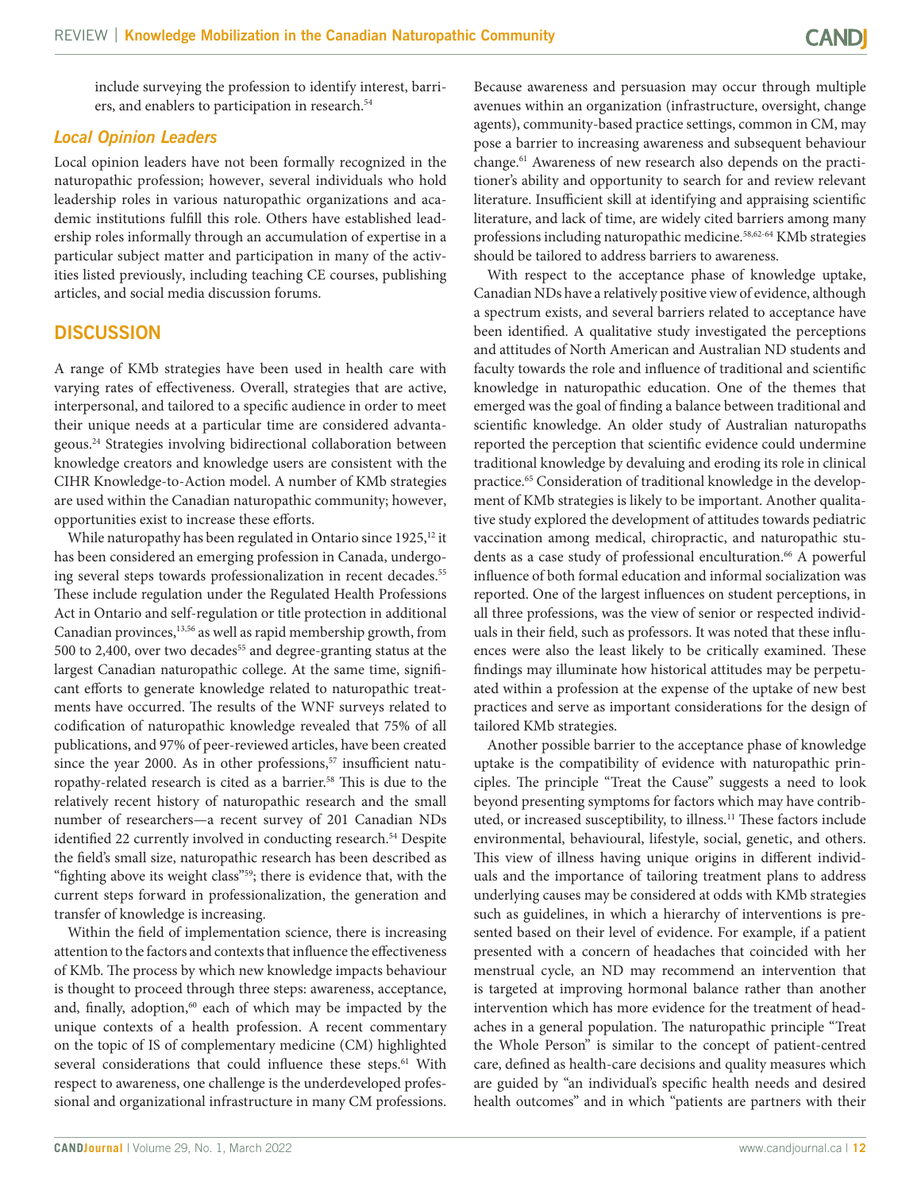include surveying the profession to identify interest, barriers, and enablers to participation in research.[54]

### *Local Opinion Leaders*

Local opinion leaders have not been formally recognized in the naturopathic profession; however, several individuals who hold leadership roles in various naturopathic organizations and academic institutions fulfill this role. Others have established leadership roles informally through an accumulation of expertise in a particular subject matter and participation in many of the activities listed previously, including teaching CE courses, publishing articles, and social media discussion forums.

## DISCUSSION

A range of KMb strategies have been used in health care with varying rates of effectiveness. Overall, strategies that are active, interpersonal, and tailored to a specific audience in order to meet their unique needs at a particular time are considered advantageous.[24] Strategies involving bidirectional collaboration between knowledge creators and knowledge users are consistent with the CIHR Knowledge-to-Action model. A number of KMb strategies are used within the Canadian naturopathic community; however, opportunities exist to increase these efforts.

While naturopathy has been regulated in Ontario since 1925,[12] it has been considered an emerging profession in Canada, undergoing several steps towards professionalization in recent decades.[55] These include regulation under the Regulated Health Professions Act in Ontario and self-regulation or title protection in additional Canadian provinces,[13,56] as well as rapid membership growth, from 500 to 2,400, over two decades[55] and degree-granting status at the largest Canadian naturopathic college. At the same time, significant efforts to generate knowledge related to naturopathic treatments have occurred. The results of the WNF surveys related to codification of naturopathic knowledge revealed that 75% of all publications, and 97% of peer-reviewed articles, have been created since the year 2000. As in other professions,[57] insufficient naturopathy-related research is cited as a barrier.[58] This is due to the relatively recent history of naturopathic research and the small number of researchers—a recent survey of 201 Canadian NDs identified 22 currently involved in conducting research.[54] Despite the field's small size, naturopathic research has been described as "fighting above its weight class"[59]; there is evidence that, with the current steps forward in professionalization, the generation and transfer of knowledge is increasing.

Within the field of implementation science, there is increasing attention to the factors and contexts that influence the effectiveness of KMb. The process by which new knowledge impacts behaviour is thought to proceed through three steps: awareness, acceptance, and, finally, adoption,[60] each of which may be impacted by the unique contexts of a health profession. A recent commentary on the topic of IS of complementary medicine (CM) highlighted several considerations that could influence these steps.[61] With respect to awareness, one challenge is the underdeveloped professional and organizational infrastructure in many CM professions. Because awareness and persuasion may occur through multiple avenues within an organization (infrastructure, oversight, change agents), community-based practice settings, common in CM, may pose a barrier to increasing awareness and subsequent behaviour change.[61] Awareness of new research also depends on the practitioner's ability and opportunity to search for and review relevant literature. Insufficient skill at identifying and appraising scientific literature, and lack of time, are widely cited barriers among many professions including naturopathic medicine.[58,62-64] KMb strategies should be tailored to address barriers to awareness.

With respect to the acceptance phase of knowledge uptake, Canadian NDs have a relatively positive view of evidence, although a spectrum exists, and several barriers related to acceptance have been identified. A qualitative study investigated the perceptions and attitudes of North American and Australian ND students and faculty towards the role and influence of traditional and scientific knowledge in naturopathic education. One of the themes that emerged was the goal of finding a balance between traditional and scientific knowledge. An older study of Australian naturopaths reported the perception that scientific evidence could undermine traditional knowledge by devaluing and eroding its role in clinical practice.[65] Consideration of traditional knowledge in the development of KMb strategies is likely to be important. Another qualitative study explored the development of attitudes towards pediatric vaccination among medical, chiropractic, and naturopathic students as a case study of professional enculturation.[66] A powerful influence of both formal education and informal socialization was reported. One of the largest influences on student perceptions, in all three professions, was the view of senior or respected individuals in their field, such as professors. It was noted that these influences were also the least likely to be critically examined. These findings may illuminate how historical attitudes may be perpetuated within a profession at the expense of the uptake of new best practices and serve as important considerations for the design of tailored KMb strategies.

Another possible barrier to the acceptance phase of knowledge uptake is the compatibility of evidence with naturopathic principles. The principle "Treat the Cause" suggests a need to look beyond presenting symptoms for factors which may have contributed, or increased susceptibility, to illness.[11] These factors include environmental, behavioural, lifestyle, social, genetic, and others. This view of illness having unique origins in different individuals and the importance of tailoring treatment plans to address underlying causes may be considered at odds with KMb strategies such as guidelines, in which a hierarchy of interventions is presented based on their level of evidence. For example, if a patient presented with a concern of headaches that coincided with her menstrual cycle, an ND may recommend an intervention that is targeted at improving hormonal balance rather than another intervention which has more evidence for the treatment of headaches in a general population. The naturopathic principle "Treat the Whole Person" is similar to the concept of patient-centred care, defined as health-care decisions and quality measures which are guided by "an individual's specific health needs and desired health outcomes" and in which "patients are partners with their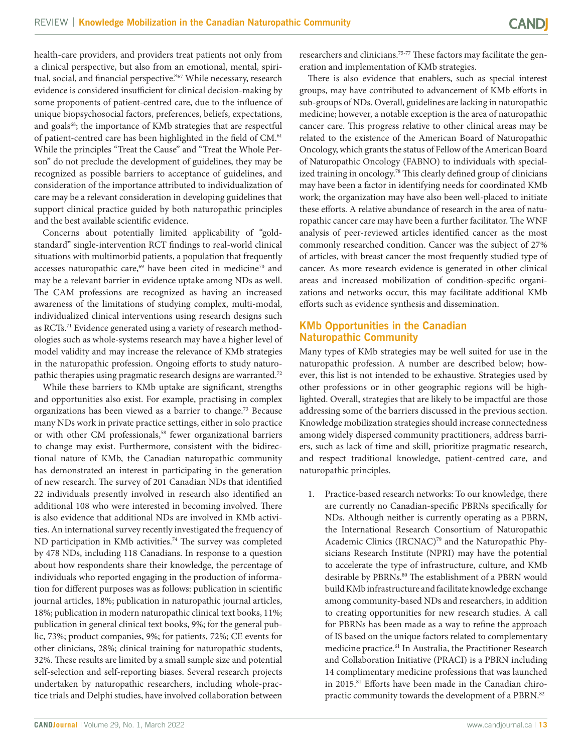health-care providers, and providers treat patients not only from a clinical perspective, but also from an emotional, mental, spiritual, social, and financial perspective."[67] While necessary, research evidence is considered insufficient for clinical decision-making by some proponents of patient-centred care, due to the influence of unique biopsychosocial factors, preferences, beliefs, expectations, and goals[68]; the importance of KMb strategies that are respectful of patient-centred care has been highlighted in the field of CM.[61] While the principles "Treat the Cause" and "Treat the Whole Person" do not preclude the development of guidelines, they may be recognized as possible barriers to acceptance of guidelines, and consideration of the importance attributed to individualization of care may be a relevant consideration in developing guidelines that support clinical practice guided by both naturopathic principles and the best available scientific evidence.

Concerns about potentially limited applicability of "gold-standard" single-intervention RCT findings to real-world clinical situations with multimorbid patients, a population that frequently accesses naturopathic care,[69] have been cited in medicine[70] and may be a relevant barrier in evidence uptake among NDs as well. The CAM professions are recognized as having an increased awareness of the limitations of studying complex, multi-modal, individualized clinical interventions using research designs such as RCTs.[71] Evidence generated using a variety of research methodologies such as whole-systems research may have a higher level of model validity and may increase the relevance of KMb strategies in the naturopathic profession. Ongoing efforts to study naturopathic therapies using pragmatic research designs are warranted.[72]

While these barriers to KMb uptake are significant, strengths and opportunities also exist. For example, practising in complex organizations has been viewed as a barrier to change.[73] Because many NDs work in private practice settings, either in solo practice or with other CM professionals,[58] fewer organizational barriers to change may exist. Furthermore, consistent with the bidirectional nature of KMb, the Canadian naturopathic community has demonstrated an interest in participating in the generation of new research. The survey of 201 Canadian NDs that identified 22 individuals presently involved in research also identified an additional 108 who were interested in becoming involved. There is also evidence that additional NDs are involved in KMb activities. An international survey recently investigated the frequency of ND participation in KMb activities.[74] The survey was completed by 478 NDs, including 118 Canadians. In response to a question about how respondents share their knowledge, the percentage of individuals who reported engaging in the production of information for different purposes was as follows: publication in scientific journal articles, 18%; publication in naturopathic journal articles, 18%; publication in modern naturopathic clinical text books, 11%; publication in general clinical text books, 9%; for the general public, 73%; product companies, 9%; for patients, 72%; CE events for other clinicians, 28%; clinical training for naturopathic students, 32%. These results are limited by a small sample size and potential self-selection and self-reporting biases. Several research projects undertaken by naturopathic researchers, including whole-practice trials and Delphi studies, have involved collaboration between researchers and clinicians.[75-77] These factors may facilitate the generation and implementation of KMb strategies.

There is also evidence that enablers, such as special interest groups, may have contributed to advancement of KMb efforts in sub-groups of NDs. Overall, guidelines are lacking in naturopathic medicine; however, a notable exception is the area of naturopathic cancer care. This progress relative to other clinical areas may be related to the existence of the American Board of Naturopathic Oncology, which grants the status of Fellow of the American Board of Naturopathic Oncology (FABNO) to individuals with specialized training in oncology.[78] This clearly defined group of clinicians may have been a factor in identifying needs for coordinated KMb work; the organization may have also been well-placed to initiate these efforts. A relative abundance of research in the area of naturopathic cancer care may have been a further facilitator. The WNF analysis of peer-reviewed articles identified cancer as the most commonly researched condition. Cancer was the subject of 27% of articles, with breast cancer the most frequently studied type of cancer. As more research evidence is generated in other clinical areas and increased mobilization of condition-specific organizations and networks occur, this may facilitate additional KMb efforts such as evidence synthesis and dissemination.

## KMb Opportunities in the Canadian Naturopathic Community

Many types of KMb strategies may be well suited for use in the naturopathic profession. A number are described below; however, this list is not intended to be exhaustive. Strategies used by other professions or in other geographic regions will be highlighted. Overall, strategies that are likely to be impactful are those addressing some of the barriers discussed in the previous section. Knowledge mobilization strategies should increase connectedness among widely dispersed community practitioners, address barriers, such as lack of time and skill, prioritize pragmatic research, and respect traditional knowledge, patient-centred care, and naturopathic principles.

1. Practice-based research networks: To our knowledge, there are currently no Canadian-specific PBRNs specifically for NDs. Although neither is currently operating as a PBRN, the International Research Consortium of Naturopathic Academic Clinics (IRCNAC)[79] and the Naturopathic Physicians Research Institute (NPRI) may have the potential to accelerate the type of infrastructure, culture, and KMb desirable by PBRNs.[80] The establishment of a PBRN would build KMb infrastructure and facilitate knowledge exchange among community-based NDs and researchers, in addition to creating opportunities for new research studies. A call for PBRNs has been made as a way to refine the approach of IS based on the unique factors related to complementary medicine practice.[61] In Australia, the Practitioner Research and Collaboration Initiative (PRACI) is a PBRN including 14 complimentary medicine professions that was launched in 2015.[81] Efforts have been made in the Canadian chiropractic community towards the development of a PBRN.[82]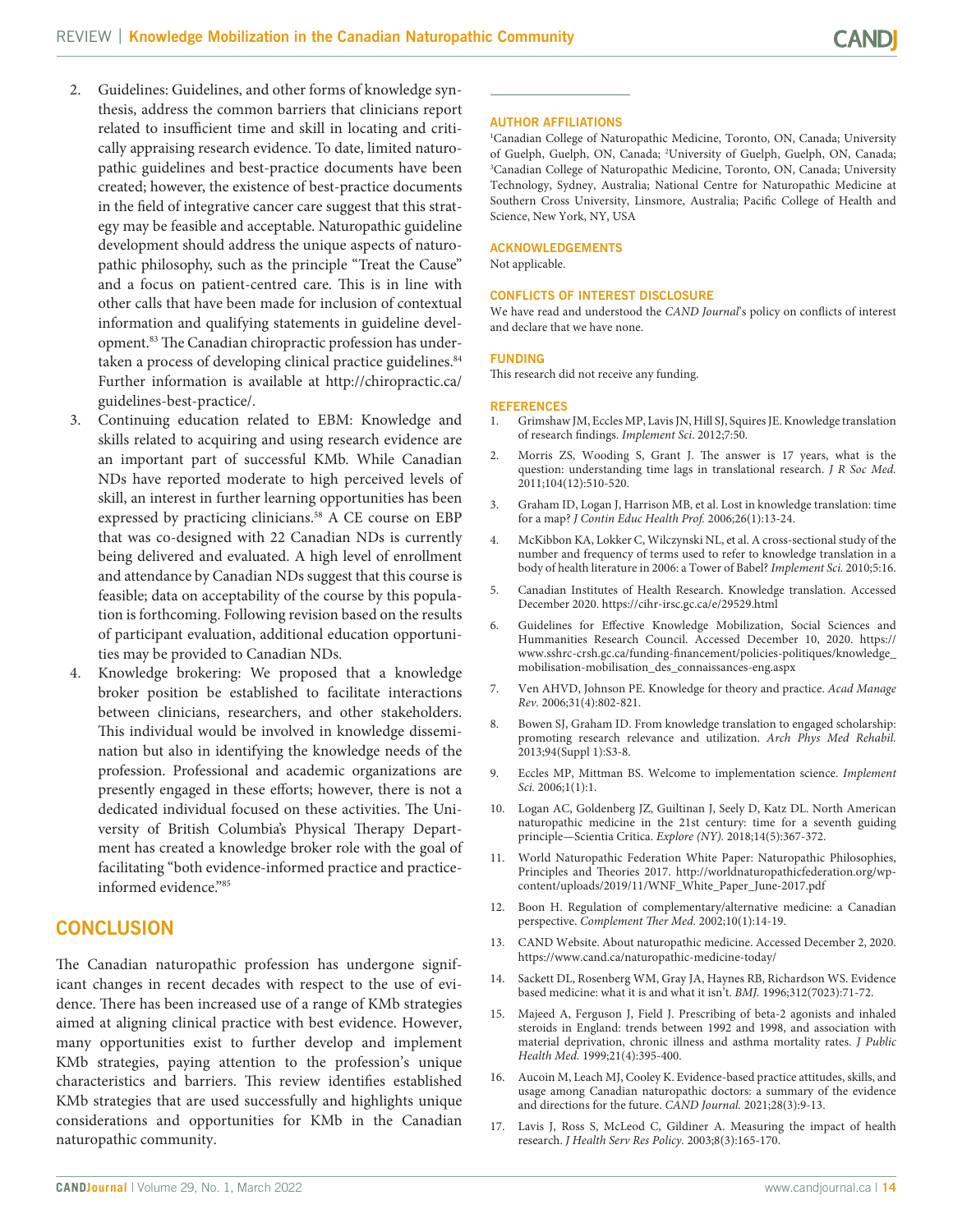2. Guidelines: Guidelines, and other forms of knowledge synthesis, address the common barriers that clinicians report related to insufficient time and skill in locating and critically appraising research evidence. To date, limited naturopathic guidelines and best-practice documents have been created; however, the existence of best-practice documents in the field of integrative cancer care suggest that this strategy may be feasible and acceptable. Naturopathic guideline development should address the unique aspects of naturopathic philosophy, such as the principle "Treat the Cause" and a focus on patient-centred care. This is in line with other calls that have been made for inclusion of contextual information and qualifying statements in guideline development.[83] The Canadian chiropractic profession has undertaken a process of developing clinical practice guidelines.[84] Further information is available at http://chiropractic.ca/guidelines-best-practice/.
3. Continuing education related to EBM: Knowledge and skills related to acquiring and using research evidence are an important part of successful KMb. While Canadian NDs have reported moderate to high perceived levels of skill, an interest in further learning opportunities has been expressed by practicing clinicians.[58] A CE course on EBP that was co-designed with 22 Canadian NDs is currently being delivered and evaluated. A high level of enrollment and attendance by Canadian NDs suggest that this course is feasible; data on acceptability of the course by this population is forthcoming. Following revision based on the results of participant evaluation, additional education opportunities may be provided to Canadian NDs.
4. Knowledge brokering: We proposed that a knowledge broker position be established to facilitate interactions between clinicians, researchers, and other stakeholders. This individual would be involved in knowledge dissemination but also in identifying the knowledge needs of the profession. Professional and academic organizations are presently engaged in these efforts; however, there is not a dedicated individual focused on these activities. The University of British Columbia's Physical Therapy Department has created a knowledge broker role with the goal of facilitating "both evidence-informed practice and practice-informed evidence."[85]

## CONCLUSION

The Canadian naturopathic profession has undergone significant changes in recent decades with respect to the use of evidence. There has been increased use of a range of KMb strategies aimed at aligning clinical practice with best evidence. However, many opportunities exist to further develop and implement KMb strategies, paying attention to the profession's unique characteristics and barriers. This review identifies established KMb strategies that are used successfully and highlights unique considerations and opportunities for KMb in the Canadian naturopathic community.

---

### AUTHOR AFFILIATIONS

[1]Canadian College of Naturopathic Medicine, Toronto, ON, Canada; University of Guelph, Guelph, ON, Canada; [2]University of Guelph, Guelph, ON, Canada; [3]Canadian College of Naturopathic Medicine, Toronto, ON, Canada; University Technology, Sydney, Australia; National Centre for Naturopathic Medicine at Southern Cross University, Linsmore, Australia; Pacific College of Health and Science, New York, NY, USA

### ACKNOWLEDGEMENTS

Not applicable.

### CONFLICTS OF INTEREST DISCLOSURE

We have read and understood the *CAND Journal*'s policy on conflicts of interest and declare that we have none.

### FUNDING

This research did not receive any funding.

### REFERENCES

1. Grimshaw JM, Eccles MP, Lavis JN, Hill SJ, Squires JE. Knowledge translation of research findings. *Implement Sci*. 2012;7:50.
2. Morris ZS, Wooding S, Grant J. The answer is 17 years, what is the question: understanding time lags in translational research. *J R Soc Med.* 2011;104(12):510-520.
3. Graham ID, Logan J, Harrison MB, et al. Lost in knowledge translation: time for a map? *J Contin Educ Health Prof.* 2006;26(1):13-24.
4. McKibbon KA, Lokker C, Wilczynski NL, et al. A cross-sectional study of the number and frequency of terms used to refer to knowledge translation in a body of health literature in 2006: a Tower of Babel? *Implement Sci.* 2010;5:16.
5. Canadian Institutes of Health Research. Knowledge translation. Accessed December 2020. https://cihr-irsc.gc.ca/e/29529.html
6. Guidelines for Effective Knowledge Mobilization, Social Sciences and Hummanities Research Council. Accessed December 10, 2020. https://www.sshrc-crsh.gc.ca/funding-financement/policies-politiques/knowledge_mobilisation-mobilisation_des_connaissances-eng.aspx
7. Ven AHVD, Johnson PE. Knowledge for theory and practice. *Acad Manage Rev.* 2006;31(4):802-821.
8. Bowen SJ, Graham ID. From knowledge translation to engaged scholarship: promoting research relevance and utilization. *Arch Phys Med Rehabil.* 2013;94(Suppl 1):S3-8.
9. Eccles MP, Mittman BS. Welcome to implementation science. *Implement Sci.* 2006;1(1):1.
10. Logan AC, Goldenberg JZ, Guiltinan J, Seely D, Katz DL. North American naturopathic medicine in the 21st century: time for a seventh guiding principle—Scientia Critica. *Explore (NY).* 2018;14(5):367-372.
11. World Naturopathic Federation White Paper: Naturopathic Philosophies, Principles and Theories 2017. http://worldnaturopathicfederation.org/wp-content/uploads/2019/11/WNF_White_Paper_June-2017.pdf
12. Boon H. Regulation of complementary/alternative medicine: a Canadian perspective. *Complement Ther Med.* 2002;10(1):14-19.
13. CAND Website. About naturopathic medicine. Accessed December 2, 2020. https://www.cand.ca/naturopathic-medicine-today/
14. Sackett DL, Rosenberg WM, Gray JA, Haynes RB, Richardson WS. Evidence based medicine: what it is and what it isn't. *BMJ.* 1996;312(7023):71-72.
15. Majeed A, Ferguson J, Field J. Prescribing of beta-2 agonists and inhaled steroids in England: trends between 1992 and 1998, and association with material deprivation, chronic illness and asthma mortality rates. *J Public Health Med.* 1999;21(4):395-400.
16. Aucoin M, Leach MJ, Cooley K. Evidence-based practice attitudes, skills, and usage among Canadian naturopathic doctors: a summary of the evidence and directions for the future. *CAND Journal.* 2021;28(3):9-13.
17. Lavis J, Ross S, McLeod C, Gildiner A. Measuring the impact of health research. *J Health Serv Res Policy.* 2003;8(3):165-170.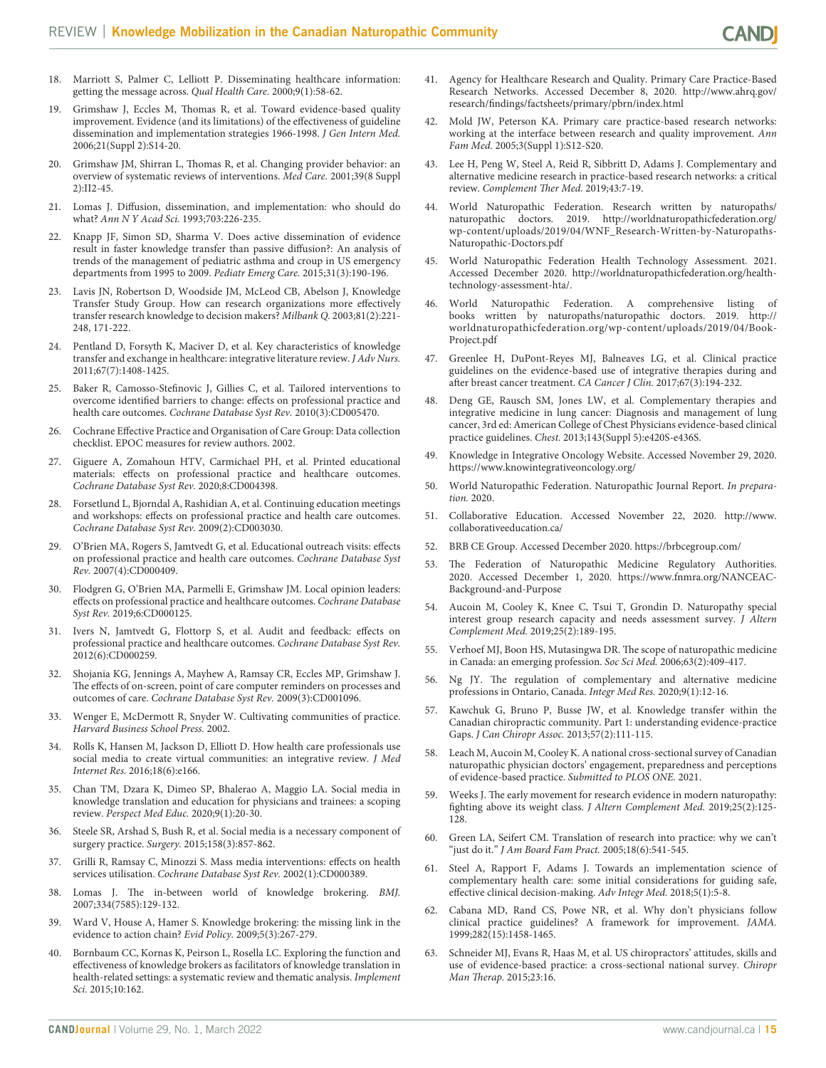18. Marriott S, Palmer C, Lelliott P. Disseminating healthcare information: getting the message across. *Qual Health Care.* 2000;9(1):58-62.
19. Grimshaw J, Eccles M, Thomas R, et al. Toward evidence-based quality improvement. Evidence (and its limitations) of the effectiveness of guideline dissemination and implementation strategies 1966-1998. *J Gen Intern Med.* 2006;21(Suppl 2):S14-20.
20. Grimshaw JM, Shirran L, Thomas R, et al. Changing provider behavior: an overview of systematic reviews of interventions. *Med Care.* 2001;39(8 Suppl 2):II2-45.
21. Lomas J. Diffusion, dissemination, and implementation: who should do what? *Ann N Y Acad Sci.* 1993;703:226-235.
22. Knapp JF, Simon SD, Sharma V. Does active dissemination of evidence result in faster knowledge transfer than passive diffusion?: An analysis of trends of the management of pediatric asthma and croup in US emergency departments from 1995 to 2009. *Pediatr Emerg Care.* 2015;31(3):190-196.
23. Lavis JN, Robertson D, Woodside JM, McLeod CB, Abelson J, Knowledge Transfer Study Group. How can research organizations more effectively transfer research knowledge to decision makers? *Milbank Q.* 2003;81(2):221-248, 171-222.
24. Pentland D, Forsyth K, Maciver D, et al. Key characteristics of knowledge transfer and exchange in healthcare: integrative literature review. *J Adv Nurs.* 2011;67(7):1408-1425.
25. Baker R, Camosso-Stefinovic J, Gillies C, et al. Tailored interventions to overcome identified barriers to change: effects on professional practice and health care outcomes. *Cochrane Database Syst Rev.* 2010(3):CD005470.
26. Cochrane Effective Practice and Organisation of Care Group: Data collection checklist. EPOC measures for review authors. 2002.
27. Giguere A, Zomahoun HTV, Carmichael PH, et al. Printed educational materials: effects on professional practice and healthcare outcomes. *Cochrane Database Syst Rev.* 2020;8:CD004398.
28. Forsetlund L, Bjorndal A, Rashidian A, et al. Continuing education meetings and workshops: effects on professional practice and health care outcomes. *Cochrane Database Syst Rev.* 2009(2):CD003030.
29. O'Brien MA, Rogers S, Jamtvedt G, et al. Educational outreach visits: effects on professional practice and health care outcomes. *Cochrane Database Syst Rev.* 2007(4):CD000409.
30. Flodgren G, O'Brien MA, Parmelli E, Grimshaw JM. Local opinion leaders: effects on professional practice and healthcare outcomes. *Cochrane Database Syst Rev.* 2019;6:CD000125.
31. Ivers N, Jamtvedt G, Flottorp S, et al. Audit and feedback: effects on professional practice and healthcare outcomes. *Cochrane Database Syst Rev.* 2012(6):CD000259.
32. Shojania KG, Jennings A, Mayhew A, Ramsay CR, Eccles MP, Grimshaw J. The effects of on-screen, point of care computer reminders on processes and outcomes of care. *Cochrane Database Syst Rev.* 2009(3):CD001096.
33. Wenger E, McDermott R, Snyder W. Cultivating communities of practice. *Harvard Business School Press.* 2002.
34. Rolls K, Hansen M, Jackson D, Elliott D. How health care professionals use social media to create virtual communities: an integrative review. *J Med Internet Res.* 2016;18(6):e166.
35. Chan TM, Dzara K, Dimeo SP, Bhalerao A, Maggio LA. Social media in knowledge translation and education for physicians and trainees: a scoping review. *Perspect Med Educ.* 2020;9(1):20-30.
36. Steele SR, Arshad S, Bush R, et al. Social media is a necessary component of surgery practice. *Surgery.* 2015;158(3):857-862.
37. Grilli R, Ramsay C, Minozzi S. Mass media interventions: effects on health services utilisation. *Cochrane Database Syst Rev.* 2002(1):CD000389.
38. Lomas J. The in-between world of knowledge brokering. *BMJ.* 2007;334(7585):129-132.
39. Ward V, House A, Hamer S. Knowledge brokering: the missing link in the evidence to action chain? *Evid Policy.* 2009;5(3):267-279.
40. Bornbaum CC, Kornas K, Peirson L, Rosella LC. Exploring the function and effectiveness of knowledge brokers as facilitators of knowledge translation in health-related settings: a systematic review and thematic analysis. *Implement Sci.* 2015;10:162.
41. Agency for Healthcare Research and Quality. Primary Care Practice-Based Research Networks. Accessed December 8, 2020. http://www.ahrq.gov/research/findings/factsheets/primary/pbrn/index.html
42. Mold JW, Peterson KA. Primary care practice-based research networks: working at the interface between research and quality improvement. *Ann Fam Med.* 2005;3(Suppl 1):S12-S20.
43. Lee H, Peng W, Steel A, Reid R, Sibbritt D, Adams J. Complementary and alternative medicine research in practice-based research networks: a critical review. *Complement Ther Med.* 2019;43:7-19.
44. World Naturopathic Federation. Research written by naturopaths/naturopathic doctors. 2019. http://worldnaturopathicfederation.org/wp-content/uploads/2019/04/WNF_Research-Written-by-Naturopaths-Naturopathic-Doctors.pdf
45. World Naturopathic Federation Health Technology Assessment. 2021. Accessed December 2020. http://worldnaturopathicfederation.org/health-technology-assessment-hta/.
46. World Naturopathic Federation. A comprehensive listing of books written by naturopaths/naturopathic doctors. 2019. http://worldnaturopathicfederation.org/wp-content/uploads/2019/04/Book-Project.pdf
47. Greenlee H, DuPont-Reyes MJ, Balneaves LG, et al. Clinical practice guidelines on the evidence-based use of integrative therapies during and after breast cancer treatment. *CA Cancer J Clin.* 2017;67(3):194-232.
48. Deng GE, Rausch SM, Jones LW, et al. Complementary therapies and integrative medicine in lung cancer: Diagnosis and management of lung cancer, 3rd ed: American College of Chest Physicians evidence-based clinical practice guidelines. *Chest.* 2013;143(Suppl 5):e420S-e436S.
49. Knowledge in Integrative Oncology Website. Accessed November 29, 2020. https://www.knowintegrativeoncology.org/
50. World Naturopathic Federation. Naturopathic Journal Report. *In preparation.* 2020.
51. Collaborative Education. Accessed November 22, 2020. http://www.collaborativeeducation.ca/
52. BRB CE Group. Accessed December 2020. https://brbcegroup.com/
53. The Federation of Naturopathic Medicine Regulatory Authorities. 2020. Accessed December 1, 2020. https://www.fnmra.org/NANCEAC-Background-and-Purpose
54. Aucoin M, Cooley K, Knee C, Tsui T, Grondin D. Naturopathy special interest group research capacity and needs assessment survey. *J Altern Complement Med.* 2019;25(2):189-195.
55. Verhoef MJ, Boon HS, Mutasingwa DR. The scope of naturopathic medicine in Canada: an emerging profession. *Soc Sci Med.* 2006;63(2):409-417.
56. Ng JY. The regulation of complementary and alternative medicine professions in Ontario, Canada. *Integr Med Res.* 2020;9(1):12-16.
57. Kawchuk G, Bruno P, Busse JW, et al. Knowledge transfer within the Canadian chiropractic community. Part 1: understanding evidence-practice Gaps. *J Can Chiropr Assoc.* 2013;57(2):111-115.
58. Leach M, Aucoin M, Cooley K. A national cross-sectional survey of Canadian naturopathic physician doctors' engagement, preparedness and perceptions of evidence-based practice. *Submitted to PLOS ONE.* 2021.
59. Weeks J. The early movement for research evidence in modern naturopathy: fighting above its weight class. *J Altern Complement Med.* 2019;25(2):125-128.
60. Green LA, Seifert CM. Translation of research into practice: why we can't "just do it." *J Am Board Fam Pract.* 2005;18(6):541-545.
61. Steel A, Rapport F, Adams J. Towards an implementation science of complementary health care: some initial considerations for guiding safe, effective clinical decision-making. *Adv Integr Med.* 2018;5(1):5-8.
62. Cabana MD, Rand CS, Powe NR, et al. Why don't physicians follow clinical practice guidelines? A framework for improvement. *JAMA.* 1999;282(15):1458-1465.
63. Schneider MJ, Evans R, Haas M, et al. US chiropractors' attitudes, skills and use of evidence-based practice: a cross-sectional national survey. *Chiropr Man Therap.* 2015;23:16.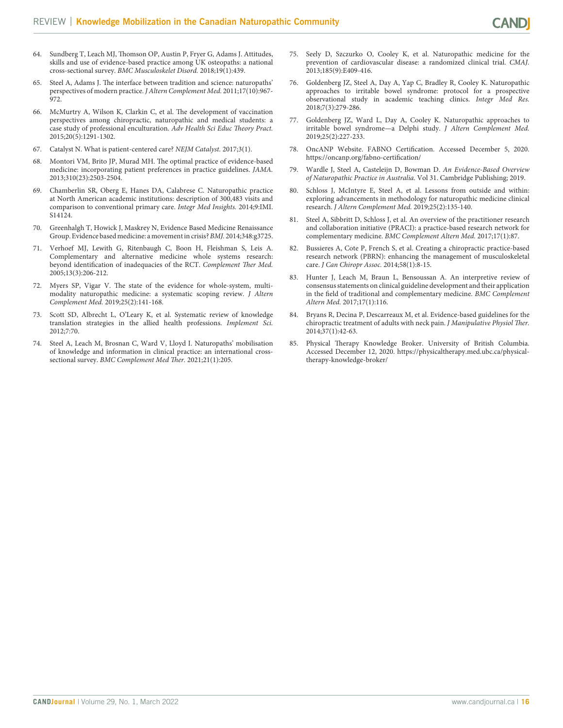64. Sundberg T, Leach MJ, Thomson OP, Austin P, Fryer G, Adams J. Attitudes, skills and use of evidence-based practice among UK osteopaths: a national cross-sectional survey. *BMC Musculoskelet Disord.* 2018;19(1):439.
65. Steel A, Adams J. The interface between tradition and science: naturopaths' perspectives of modern practice. *J Altern Complement Med.* 2011;17(10):967-972.
66. McMurtry A, Wilson K, Clarkin C, et al. The development of vaccination perspectives among chiropractic, naturopathic and medical students: a case study of professional enculturation. *Adv Health Sci Educ Theory Pract.* 2015;20(5):1291-1302.
67. Catalyst N. What is patient-centered care? *NEJM Catalyst.* 2017;3(1).
68. Montori VM, Brito JP, Murad MH. The optimal practice of evidence-based medicine: incorporating patient preferences in practice guidelines. *JAMA.* 2013;310(23):2503-2504.
69. Chamberlin SR, Oberg E, Hanes DA, Calabrese C. Naturopathic practice at North American academic institutions: description of 300,483 visits and comparison to conventional primary care. *Integr Med Insights.* 2014;9:IMI.S14124.
70. Greenhalgh T, Howick J, Maskrey N, Evidence Based Medicine Renaissance Group. Evidence based medicine: a movement in crisis? *BMJ.* 2014;348:g3725.
71. Verhoef MJ, Lewith G, Ritenbaugh C, Boon H, Fleishman S, Leis A. Complementary and alternative medicine whole systems research: beyond identification of inadequacies of the RCT. *Complement Ther Med.* 2005;13(3):206-212.
72. Myers SP, Vigar V. The state of the evidence for whole-system, multi-modality naturopathic medicine: a systematic scoping review. *J Altern Complement Med.* 2019;25(2):141-168.
73. Scott SD, Albrecht L, O'Leary K, et al. Systematic review of knowledge translation strategies in the allied health professions. *Implement Sci.* 2012;7:70.
74. Steel A, Leach M, Brosnan C, Ward V, Lloyd I. Naturopaths' mobilisation of knowledge and information in clinical practice: an international cross-sectional survey. *BMC Complement Med Ther.* 2021;21(1):205.
75. Seely D, Szczurko O, Cooley K, et al. Naturopathic medicine for the prevention of cardiovascular disease: a randomized clinical trial. *CMAJ.* 2013;185(9):E409-416.
76. Goldenberg JZ, Steel A, Day A, Yap C, Bradley R, Cooley K. Naturopathic approaches to irritable bowel syndrome: protocol for a prospective observational study in academic teaching clinics. *Integr Med Res.* 2018;7(3):279-286.
77. Goldenberg JZ, Ward L, Day A, Cooley K. Naturopathic approaches to irritable bowel syndrome—a Delphi study. *J Altern Complement Med.* 2019;25(2):227-233.
78. OncANP Website. FABNO Certification. Accessed December 5, 2020. https://oncanp.org/fabno-certification/
79. Wardle J, Steel A, Casteleijn D, Bowman D. *An Evidence-Based Overview of Naturopathic Practice in Australia.* Vol 31. Cambridge Publishing; 2019.
80. Schloss J, McIntyre E, Steel A, et al. Lessons from outside and within: exploring advancements in methodology for naturopathic medicine clinical research. *J Altern Complement Med.* 2019;25(2):135-140.
81. Steel A, Sibbritt D, Schloss J, et al. An overview of the practitioner research and collaboration initiative (PRACI): a practice-based research network for complementary medicine. *BMC Complement Altern Med.* 2017;17(1):87.
82. Bussieres A, Cote P, French S, et al. Creating a chiropractic practice-based research network (PBRN): enhancing the management of musculoskeletal care. *J Can Chiropr Assoc.* 2014;58(1):8-15.
83. Hunter J, Leach M, Braun L, Bensoussan A. An interpretive review of consensus statements on clinical guideline development and their application in the field of traditional and complementary medicine. *BMC Complement Altern Med.* 2017;17(1):116.
84. Bryans R, Decina P, Descarreaux M, et al. Evidence-based guidelines for the chiropractic treatment of adults with neck pain. *J Manipulative Physiol Ther.* 2014;37(1):42-63.
85. Physical Therapy Knowledge Broker. University of British Columbia. Accessed December 12, 2020. https://physicaltherapy.med.ubc.ca/physical-therapy-knowledge-broker/